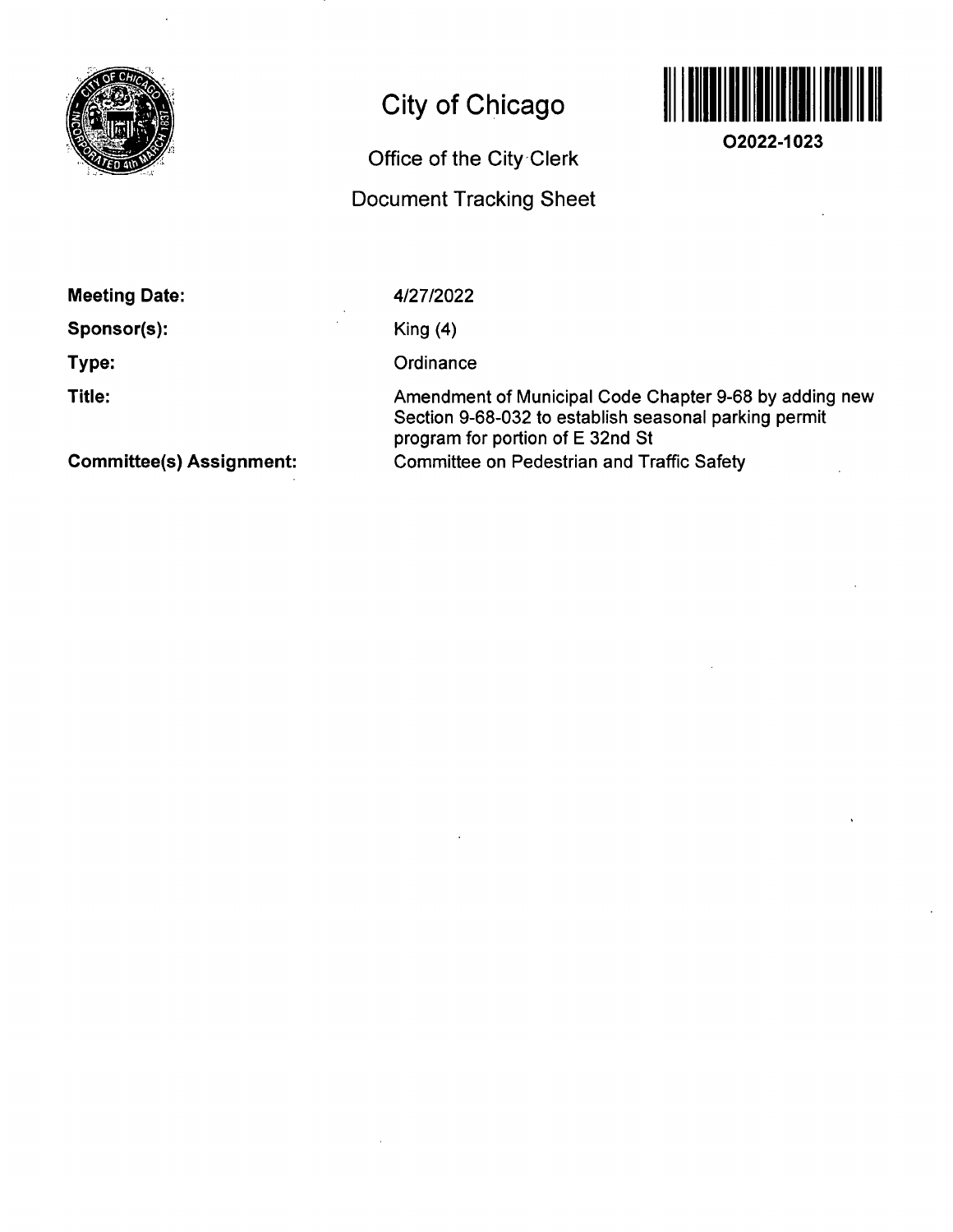# City of Chicago

## Office of the City Clerk

## Document Tracking Sheet

**O2022-1023**

| | |
|---|---|
| **Meeting Date:** | 4/27/2022 |
| **Sponsor(s):** | King (4) |
| **Type:** | Ordinance |
| **Title:** | Amendment of Municipal Code Chapter 9-68 by adding new Section 9-68-032 to establish seasonal parking permit program for portion of E 32nd St |
| **Committee(s) Assignment:** | Committee on Pedestrian and Traffic Safety |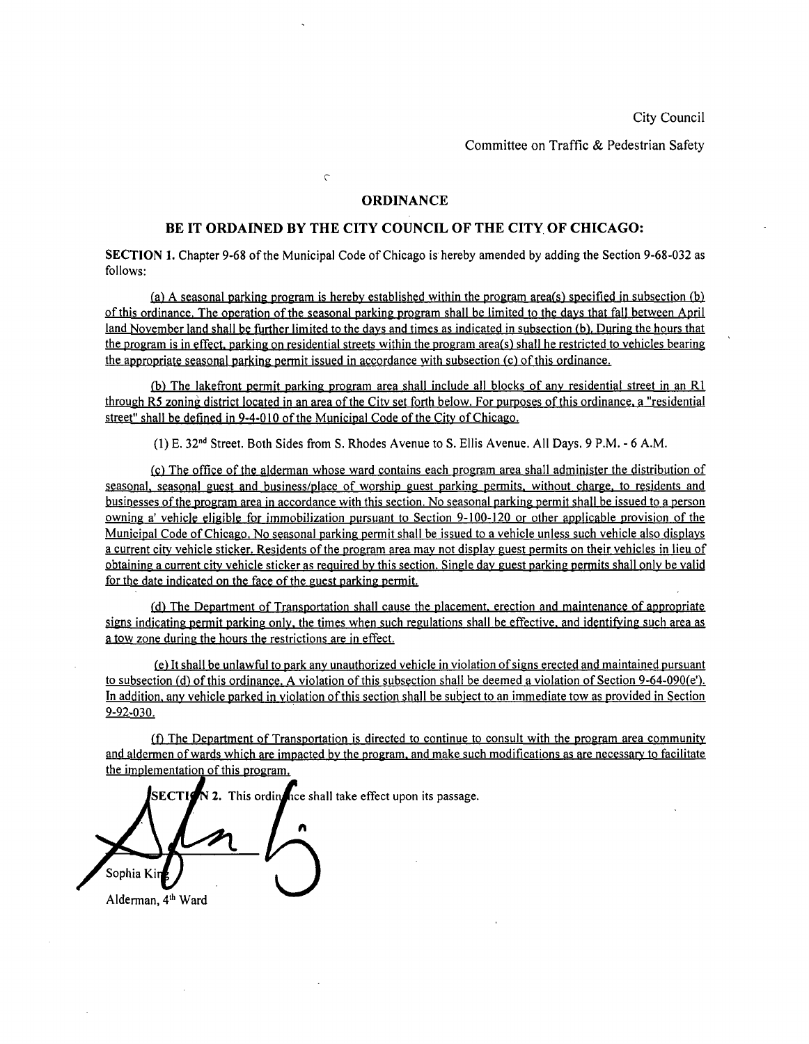City Council

Committee on Traffic & Pedestrian Safety

## ORDINANCE

### BE IT ORDAINED BY THE CITY COUNCIL OF THE CITY OF CHICAGO:

**SECTION 1.** Chapter 9-68 of the Municipal Code of Chicago is hereby amended by adding the Section 9-68-032 as follows:

(a) A seasonal parking program is hereby established within the program area(s) specified in subsection (b) of this ordinance. The operation of the seasonal parking program shall be limited to the days that fall between April land November land shall be further limited to the days and times as indicated in subsection (b). During the hours that the program is in effect, parking on residential streets within the program area(s) shall he restricted to vehicles bearing the appropriate seasonal parking permit issued in accordance with subsection (c) of this ordinance.

(b) The lakefront permit parking program area shall include all blocks of any residential street in an R1 through R5 zoning district located in an area of the Citv set forth below. For purposes of this ordinance, a "residential street" shall be defined in 9-4-010 of the Municipal Code of the City of Chicago.

(1) E. 32nd Street. Both Sides from S. Rhodes Avenue to S. Ellis Avenue. All Days. 9 P.M. - 6 A.M.

(c) The office of the alderman whose ward contains each program area shall administer the distribution of seasonal, seasonal guest and business/place of worship guest parking permits, without charge, to residents and businesses of the program area in accordance with this section. No seasonal parking permit shall be issued to a person owning a' vehicle eligible for immobilization pursuant to Section 9-100-120 or other applicable provision of the Municipal Code of Chicago. No seasonal parking permit shall be issued to a vehicle unless such vehicle also displays a current city vehicle sticker. Residents of the program area may not display guest permits on their vehicles in lieu of obtaining a current city vehicle sticker as required by this section. Single day guest parking permits shall only be valid for the date indicated on the face of the guest parking permit.

(d) The Department of Transportation shall cause the placement, erection and maintenance of appropriate signs indicating permit parking only, the times when such regulations shall be effective, and identifying such area as a tow zone during the hours the restrictions are in effect.

(e) It shall be unlawful to park any unauthorized vehicle in violation of signs erected and maintained pursuant to subsection (d) of this ordinance. A violation of this subsection shall be deemed a violation of Section 9-64-090(e'). In addition, any vehicle parked in violation of this section shall be subject to an immediate tow as provided in Section 9-92-030.

(f) The Department of Transportation is directed to continue to consult with the program area community and aldermen of wards which are impacted by the program, and make such modifications as are necessary to facilitate the implementation of this program.

**SECTION 2.** This ordinance shall take effect upon its passage.

Sophia King

Alderman, 4th Ward